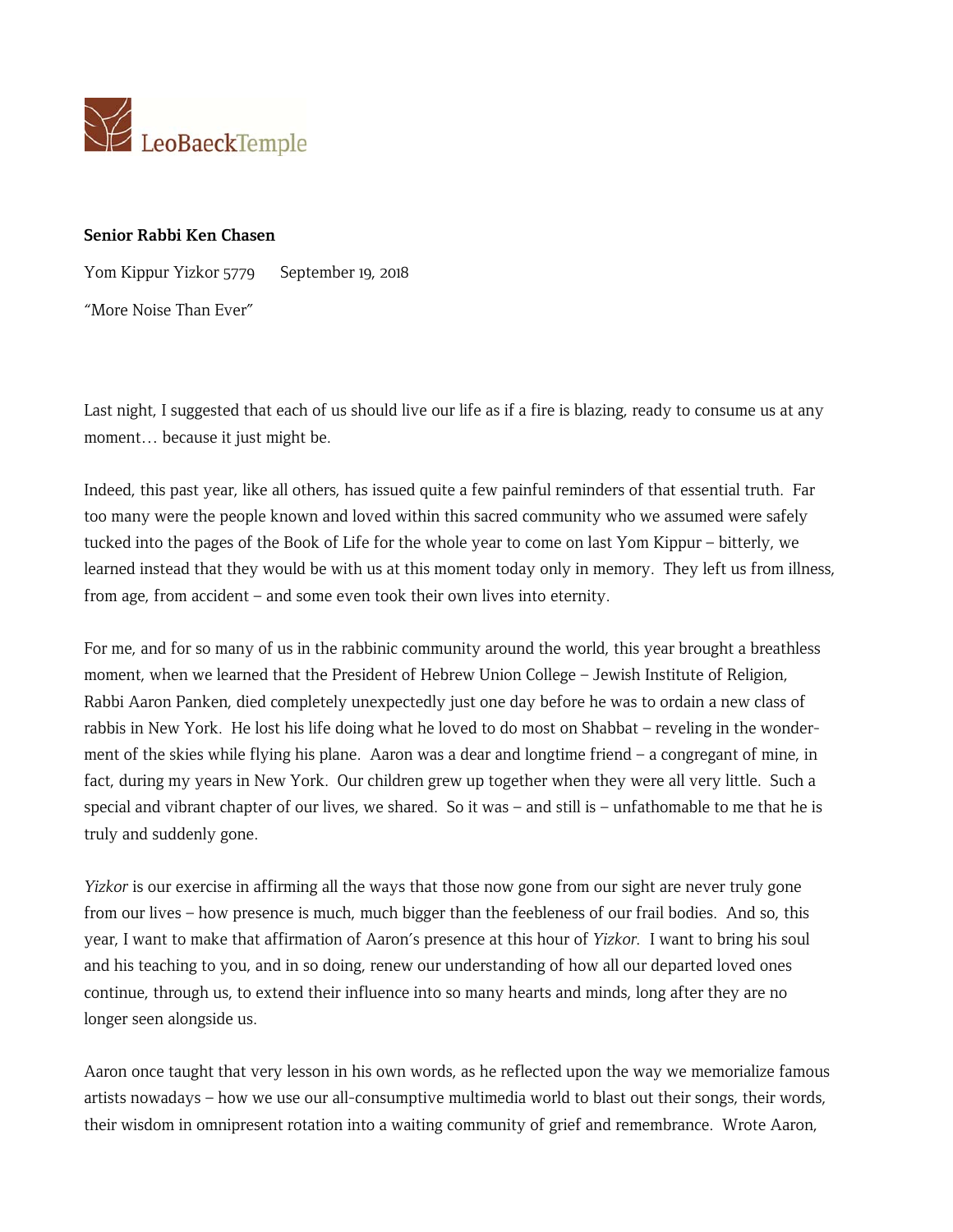LeoBaeckTemple

**Senior Rabbi Ken Chasen**

Yom Kippur Yizkor 5779    September 19, 2018

"More Noise Than Ever"

Last night, I suggested that each of us should live our life as if a fire is blazing, ready to consume us at any moment… because it just might be.

Indeed, this past year, like all others, has issued quite a few painful reminders of that essential truth. Far too many were the people known and loved within this sacred community who we assumed were safely tucked into the pages of the Book of Life for the whole year to come on last Yom Kippur – bitterly, we learned instead that they would be with us at this moment today only in memory. They left us from illness, from age, from accident – and some even took their own lives into eternity.

For me, and for so many of us in the rabbinic community around the world, this year brought a breathless moment, when we learned that the President of Hebrew Union College – Jewish Institute of Religion, Rabbi Aaron Panken, died completely unexpectedly just one day before he was to ordain a new class of rabbis in New York. He lost his life doing what he loved to do most on Shabbat – reveling in the wonderment of the skies while flying his plane. Aaron was a dear and longtime friend – a congregant of mine, in fact, during my years in New York. Our children grew up together when they were all very little. Such a special and vibrant chapter of our lives, we shared. So it was – and still is – unfathomable to me that he is truly and suddenly gone.

*Yizkor* is our exercise in affirming all the ways that those now gone from our sight are never truly gone from our lives – how presence is much, much bigger than the feebleness of our frail bodies. And so, this year, I want to make that affirmation of Aaron's presence at this hour of *Yizkor*. I want to bring his soul and his teaching to you, and in so doing, renew our understanding of how all our departed loved ones continue, through us, to extend their influence into so many hearts and minds, long after they are no longer seen alongside us.

Aaron once taught that very lesson in his own words, as he reflected upon the way we memorialize famous artists nowadays – how we use our all-consumptive multimedia world to blast out their songs, their words, their wisdom in omnipresent rotation into a waiting community of grief and remembrance. Wrote Aaron,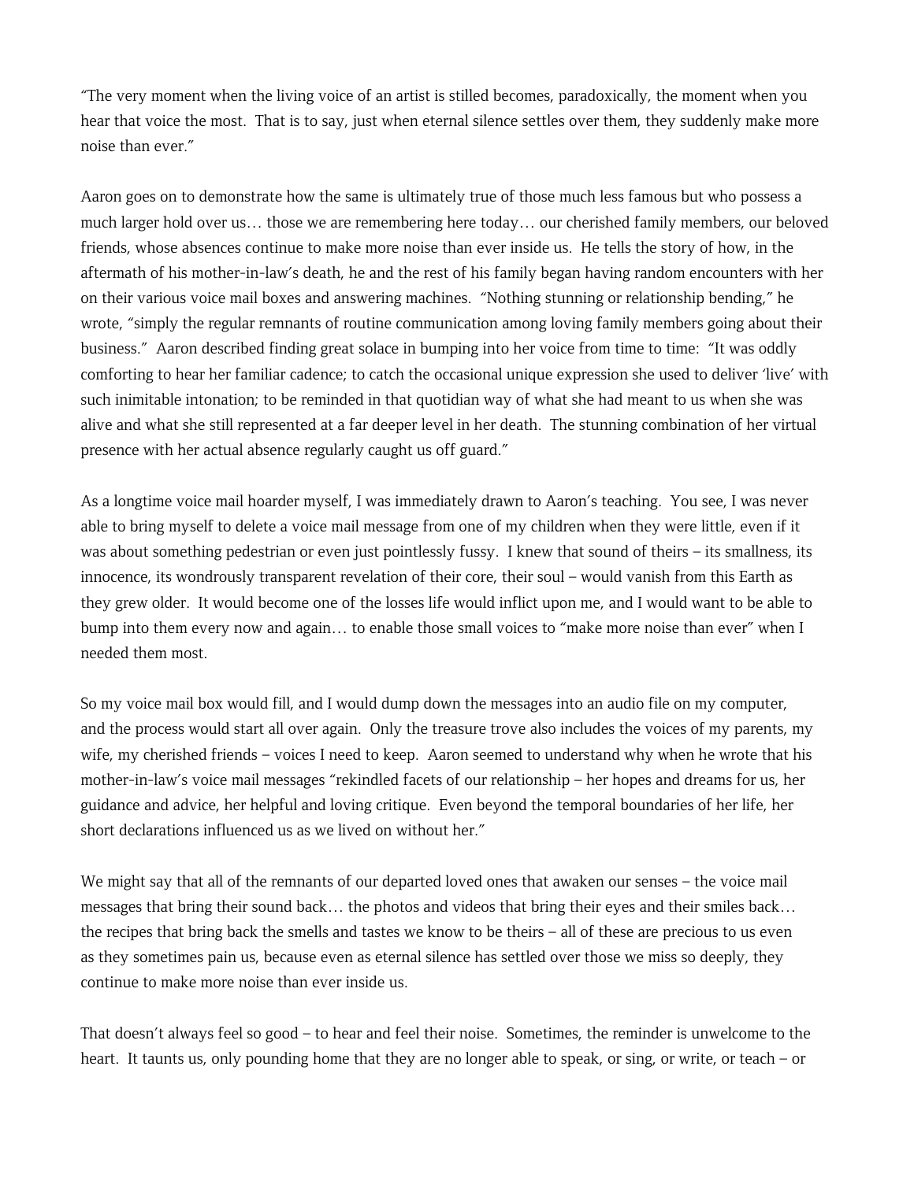"The very moment when the living voice of an artist is stilled becomes, paradoxically, the moment when you hear that voice the most.  That is to say, just when eternal silence settles over them, they suddenly make more noise than ever."

Aaron goes on to demonstrate how the same is ultimately true of those much less famous but who possess a much larger hold over us… those we are remembering here today… our cherished family members, our beloved friends, whose absences continue to make more noise than ever inside us.  He tells the story of how, in the aftermath of his mother-in-law's death, he and the rest of his family began having random encounters with her on their various voice mail boxes and answering machines.  "Nothing stunning or relationship bending," he wrote, "simply the regular remnants of routine communication among loving family members going about their business."  Aaron described finding great solace in bumping into her voice from time to time:  "It was oddly comforting to hear her familiar cadence; to catch the occasional unique expression she used to deliver 'live' with such inimitable intonation; to be reminded in that quotidian way of what she had meant to us when she was alive and what she still represented at a far deeper level in her death.  The stunning combination of her virtual presence with her actual absence regularly caught us off guard."

As a longtime voice mail hoarder myself, I was immediately drawn to Aaron's teaching.  You see, I was never able to bring myself to delete a voice mail message from one of my children when they were little, even if it was about something pedestrian or even just pointlessly fussy.  I knew that sound of theirs – its smallness, its innocence, its wondrously transparent revelation of their core, their soul – would vanish from this Earth as they grew older.  It would become one of the losses life would inflict upon me, and I would want to be able to bump into them every now and again… to enable those small voices to "make more noise than ever" when I needed them most.

So my voice mail box would fill, and I would dump down the messages into an audio file on my computer, and the process would start all over again.  Only the treasure trove also includes the voices of my parents, my wife, my cherished friends – voices I need to keep.  Aaron seemed to understand why when he wrote that his mother-in-law's voice mail messages "rekindled facets of our relationship – her hopes and dreams for us, her guidance and advice, her helpful and loving critique.  Even beyond the temporal boundaries of her life, her short declarations influenced us as we lived on without her."

We might say that all of the remnants of our departed loved ones that awaken our senses – the voice mail messages that bring their sound back… the photos and videos that bring their eyes and their smiles back… the recipes that bring back the smells and tastes we know to be theirs – all of these are precious to us even as they sometimes pain us, because even as eternal silence has settled over those we miss so deeply, they continue to make more noise than ever inside us.

That doesn't always feel so good – to hear and feel their noise.  Sometimes, the reminder is unwelcome to the heart.  It taunts us, only pounding home that they are no longer able to speak, or sing, or write, or teach – or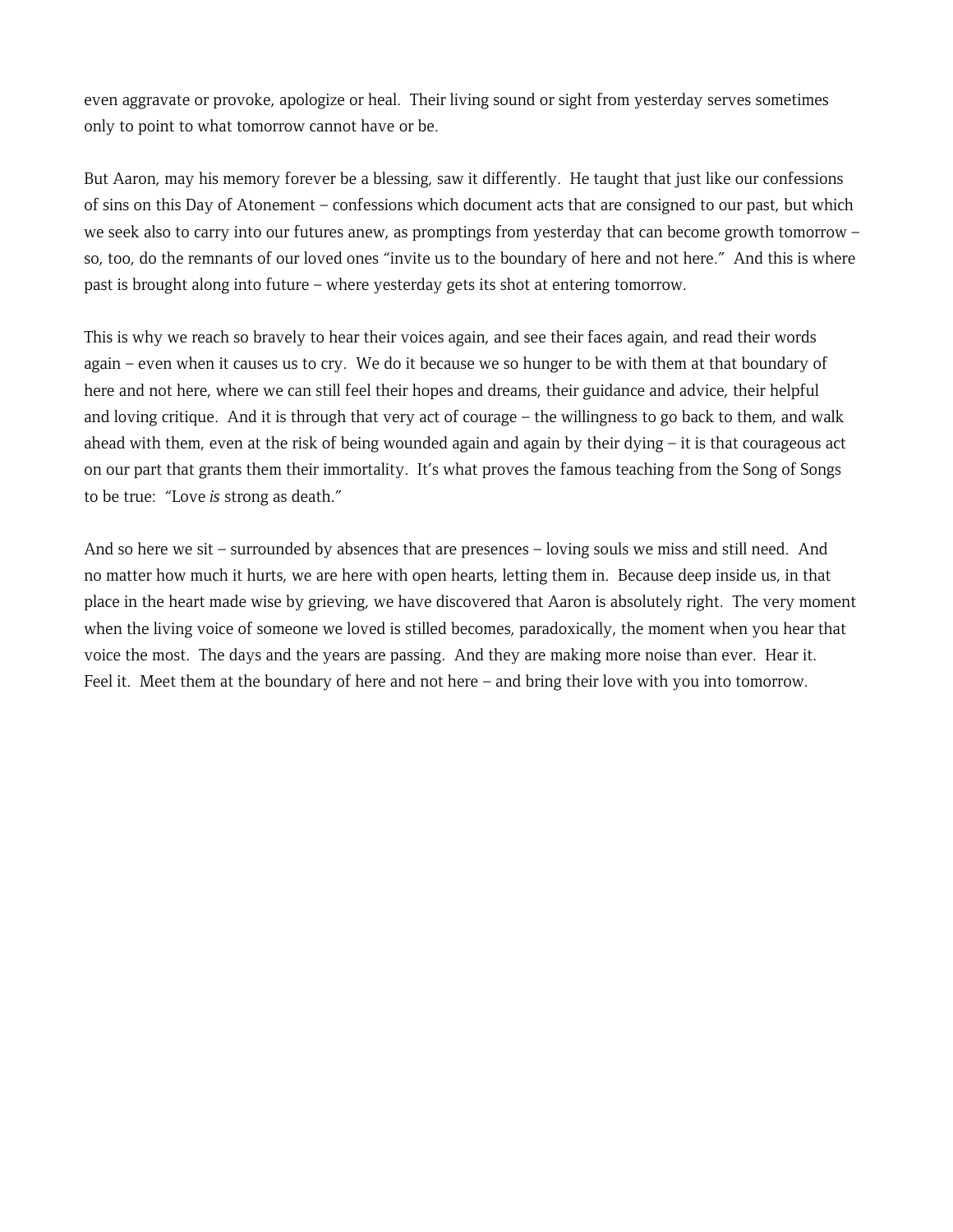even aggravate or provoke, apologize or heal. Their living sound or sight from yesterday serves sometimes only to point to what tomorrow cannot have or be.

But Aaron, may his memory forever be a blessing, saw it differently. He taught that just like our confessions of sins on this Day of Atonement – confessions which document acts that are consigned to our past, but which we seek also to carry into our futures anew, as promptings from yesterday that can become growth tomorrow – so, too, do the remnants of our loved ones "invite us to the boundary of here and not here." And this is where past is brought along into future – where yesterday gets its shot at entering tomorrow.

This is why we reach so bravely to hear their voices again, and see their faces again, and read their words again – even when it causes us to cry. We do it because we so hunger to be with them at that boundary of here and not here, where we can still feel their hopes and dreams, their guidance and advice, their helpful and loving critique. And it is through that very act of courage – the willingness to go back to them, and walk ahead with them, even at the risk of being wounded again and again by their dying – it is that courageous act on our part that grants them their immortality. It's what proves the famous teaching from the Song of Songs to be true: "Love *is* strong as death."

And so here we sit – surrounded by absences that are presences – loving souls we miss and still need. And no matter how much it hurts, we are here with open hearts, letting them in. Because deep inside us, in that place in the heart made wise by grieving, we have discovered that Aaron is absolutely right. The very moment when the living voice of someone we loved is stilled becomes, paradoxically, the moment when you hear that voice the most. The days and the years are passing. And they are making more noise than ever. Hear it. Feel it. Meet them at the boundary of here and not here – and bring their love with you into tomorrow.